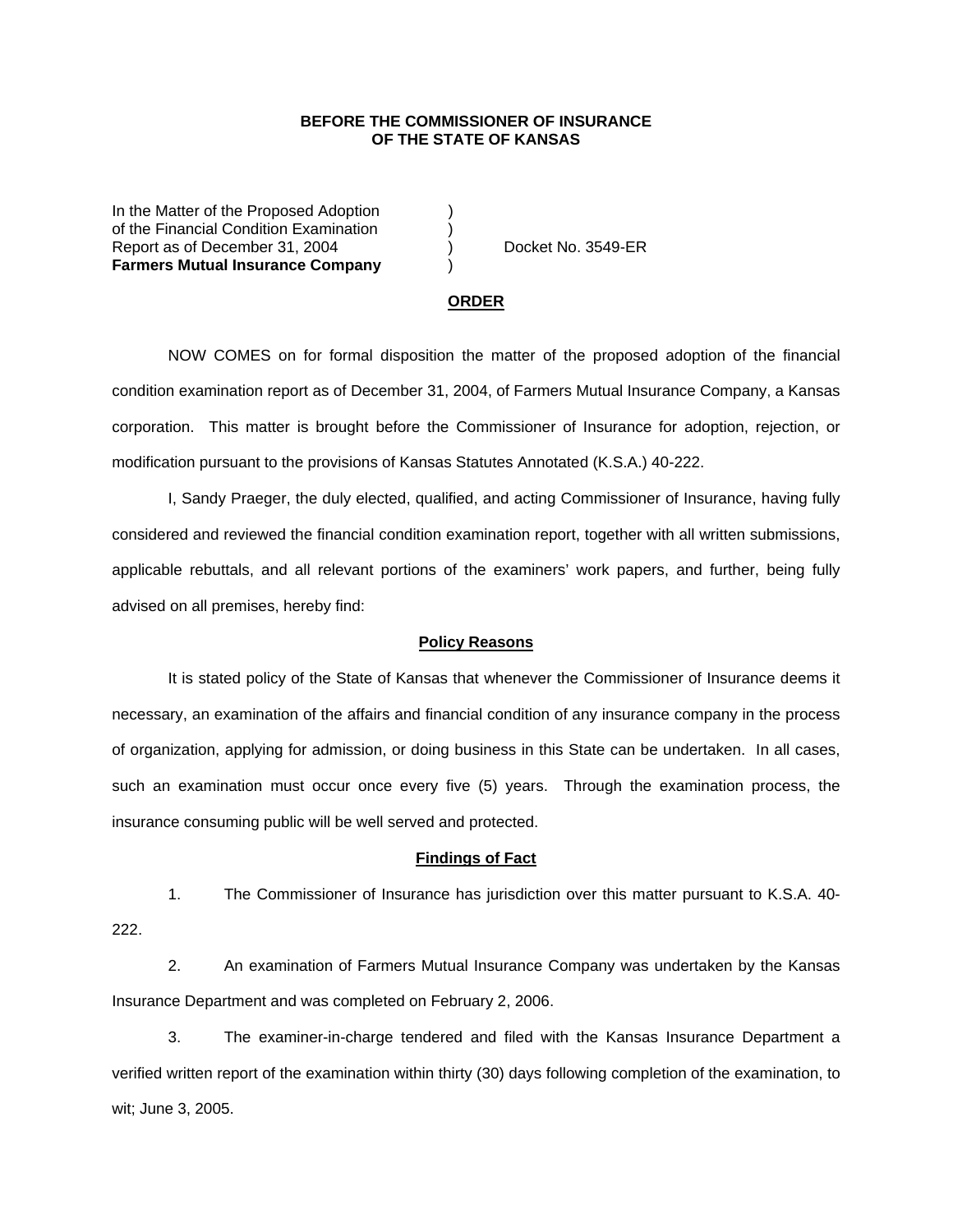**BEFORE THE COMMISSIONER OF INSURANCE**
**OF THE STATE OF KANSAS**

In the Matter of the Proposed Adoption )
of the Financial Condition Examination )
Report as of December 31, 2004 ) Docket No. 3549-ER
**Farmers Mutual Insurance Company** )

## ORDER

NOW COMES on for formal disposition the matter of the proposed adoption of the financial condition examination report as of December 31, 2004, of Farmers Mutual Insurance Company, a Kansas corporation. This matter is brought before the Commissioner of Insurance for adoption, rejection, or modification pursuant to the provisions of Kansas Statutes Annotated (K.S.A.) 40-222.

I, Sandy Praeger, the duly elected, qualified, and acting Commissioner of Insurance, having fully considered and reviewed the financial condition examination report, together with all written submissions, applicable rebuttals, and all relevant portions of the examiners' work papers, and further, being fully advised on all premises, hereby find:

### Policy Reasons

It is stated policy of the State of Kansas that whenever the Commissioner of Insurance deems it necessary, an examination of the affairs and financial condition of any insurance company in the process of organization, applying for admission, or doing business in this State can be undertaken. In all cases, such an examination must occur once every five (5) years. Through the examination process, the insurance consuming public will be well served and protected.

### Findings of Fact

1. The Commissioner of Insurance has jurisdiction over this matter pursuant to K.S.A. 40-222.

2. An examination of Farmers Mutual Insurance Company was undertaken by the Kansas Insurance Department and was completed on February 2, 2006.

3. The examiner-in-charge tendered and filed with the Kansas Insurance Department a verified written report of the examination within thirty (30) days following completion of the examination, to wit; June 3, 2005.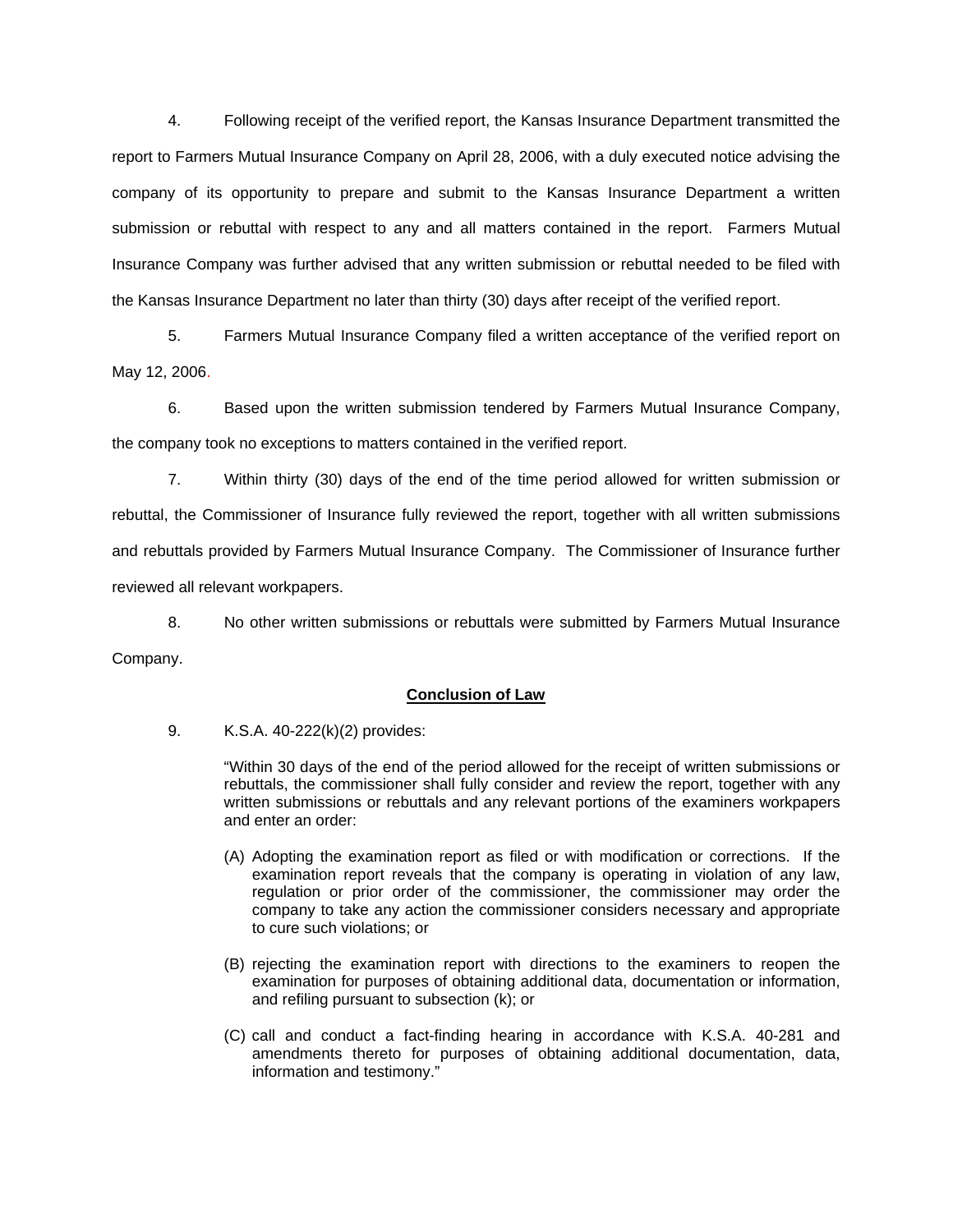4. Following receipt of the verified report, the Kansas Insurance Department transmitted the report to Farmers Mutual Insurance Company on April 28, 2006, with a duly executed notice advising the company of its opportunity to prepare and submit to the Kansas Insurance Department a written submission or rebuttal with respect to any and all matters contained in the report. Farmers Mutual Insurance Company was further advised that any written submission or rebuttal needed to be filed with the Kansas Insurance Department no later than thirty (30) days after receipt of the verified report.

5. Farmers Mutual Insurance Company filed a written acceptance of the verified report on May 12, 2006.

6. Based upon the written submission tendered by Farmers Mutual Insurance Company, the company took no exceptions to matters contained in the verified report.

7. Within thirty (30) days of the end of the time period allowed for written submission or rebuttal, the Commissioner of Insurance fully reviewed the report, together with all written submissions and rebuttals provided by Farmers Mutual Insurance Company. The Commissioner of Insurance further reviewed all relevant workpapers.

8. No other written submissions or rebuttals were submitted by Farmers Mutual Insurance Company.

**Conclusion of Law**

9. K.S.A. 40-222(k)(2) provides:

> "Within 30 days of the end of the period allowed for the receipt of written submissions or rebuttals, the commissioner shall fully consider and review the report, together with any written submissions or rebuttals and any relevant portions of the examiners workpapers and enter an order:
>
> (A) Adopting the examination report as filed or with modification or corrections. If the examination report reveals that the company is operating in violation of any law, regulation or prior order of the commissioner, the commissioner may order the company to take any action the commissioner considers necessary and appropriate to cure such violations; or
>
> (B) rejecting the examination report with directions to the examiners to reopen the examination for purposes of obtaining additional data, documentation or information, and refiling pursuant to subsection (k); or
>
> (C) call and conduct a fact-finding hearing in accordance with K.S.A. 40-281 and amendments thereto for purposes of obtaining additional documentation, data, information and testimony."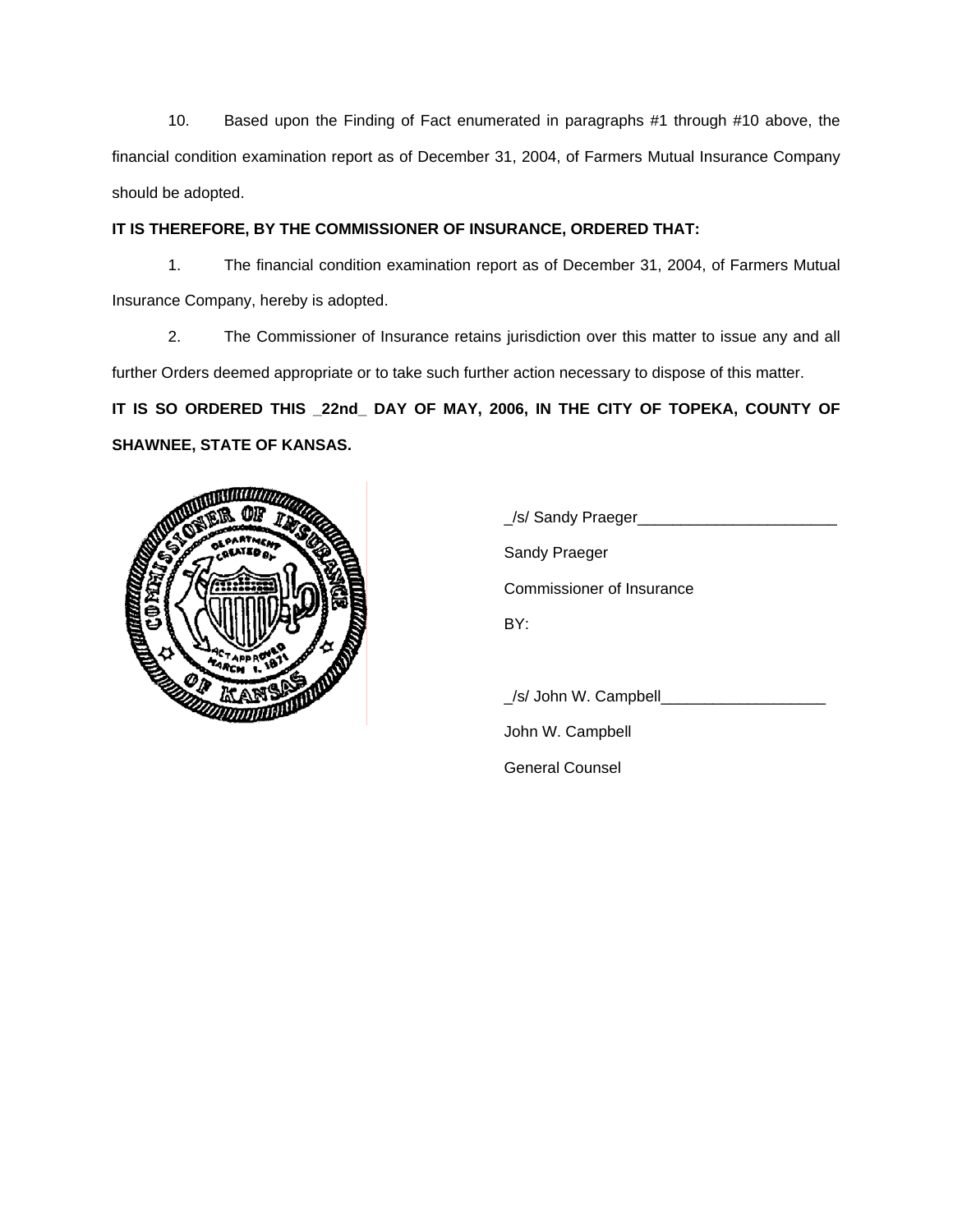10. Based upon the Finding of Fact enumerated in paragraphs #1 through #10 above, the financial condition examination report as of December 31, 2004, of Farmers Mutual Insurance Company should be adopted.

**IT IS THEREFORE, BY THE COMMISSIONER OF INSURANCE, ORDERED THAT:**

1. The financial condition examination report as of December 31, 2004, of Farmers Mutual Insurance Company, hereby is adopted.

2. The Commissioner of Insurance retains jurisdiction over this matter to issue any and all further Orders deemed appropriate or to take such further action necessary to dispose of this matter.

**IT IS SO ORDERED THIS _22nd_ DAY OF MAY, 2006, IN THE CITY OF TOPEKA, COUNTY OF SHAWNEE, STATE OF KANSAS.**

_/s/ Sandy Praeger_______________________

Sandy Praeger

Commissioner of Insurance

BY:

_/s/ John W. Campbell___________________

John W. Campbell

General Counsel